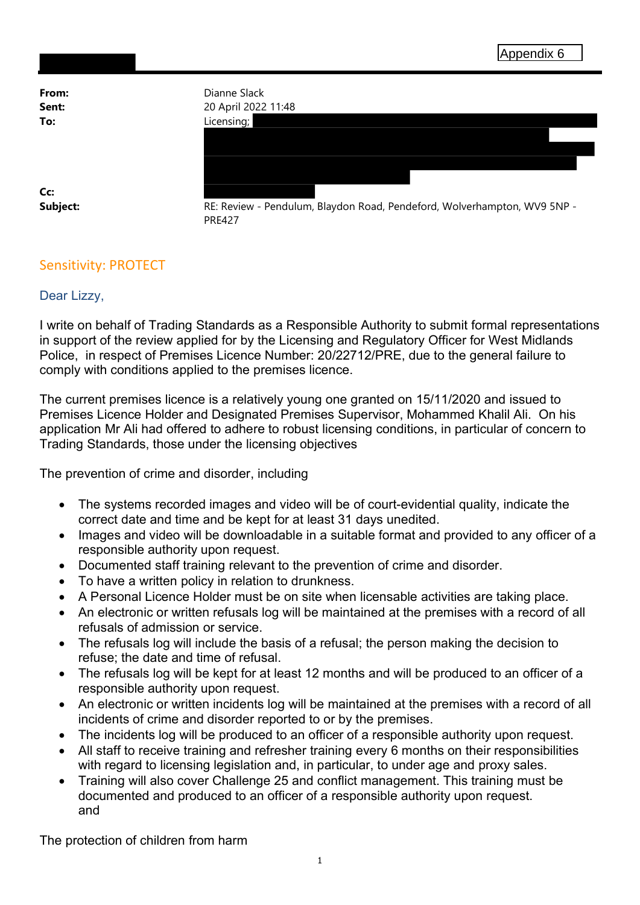Appendix 6

**From:** Dianne Slack
**Sent:** 20 April 2022 11:48
**To:** Licensing;
**Cc:**
**Subject:** RE: Review - Pendulum, Blaydon Road, Pendeford, Wolverhampton, WV9 5NP - PRE427

Sensitivity: PROTECT

Dear Lizzy,

I write on behalf of Trading Standards as a Responsible Authority to submit formal representations in support of the review applied for by the Licensing and Regulatory Officer for West Midlands Police, in respect of Premises Licence Number: 20/22712/PRE, due to the general failure to comply with conditions applied to the premises licence.

The current premises licence is a relatively young one granted on 15/11/2020 and issued to Premises Licence Holder and Designated Premises Supervisor, Mohammed Khalil Ali. On his application Mr Ali had offered to adhere to robust licensing conditions, in particular of concern to Trading Standards, those under the licensing objectives

The prevention of crime and disorder, including

- The systems recorded images and video will be of court-evidential quality, indicate the correct date and time and be kept for at least 31 days unedited.
- Images and video will be downloadable in a suitable format and provided to any officer of a responsible authority upon request.
- Documented staff training relevant to the prevention of crime and disorder.
- To have a written policy in relation to drunkness.
- A Personal Licence Holder must be on site when licensable activities are taking place.
- An electronic or written refusals log will be maintained at the premises with a record of all refusals of admission or service.
- The refusals log will include the basis of a refusal; the person making the decision to refuse; the date and time of refusal.
- The refusals log will be kept for at least 12 months and will be produced to an officer of a responsible authority upon request.
- An electronic or written incidents log will be maintained at the premises with a record of all incidents of crime and disorder reported to or by the premises.
- The incidents log will be produced to an officer of a responsible authority upon request.
- All staff to receive training and refresher training every 6 months on their responsibilities with regard to licensing legislation and, in particular, to under age and proxy sales.
- Training will also cover Challenge 25 and conflict management. This training must be documented and produced to an officer of a responsible authority upon request.
  and

The protection of children from harm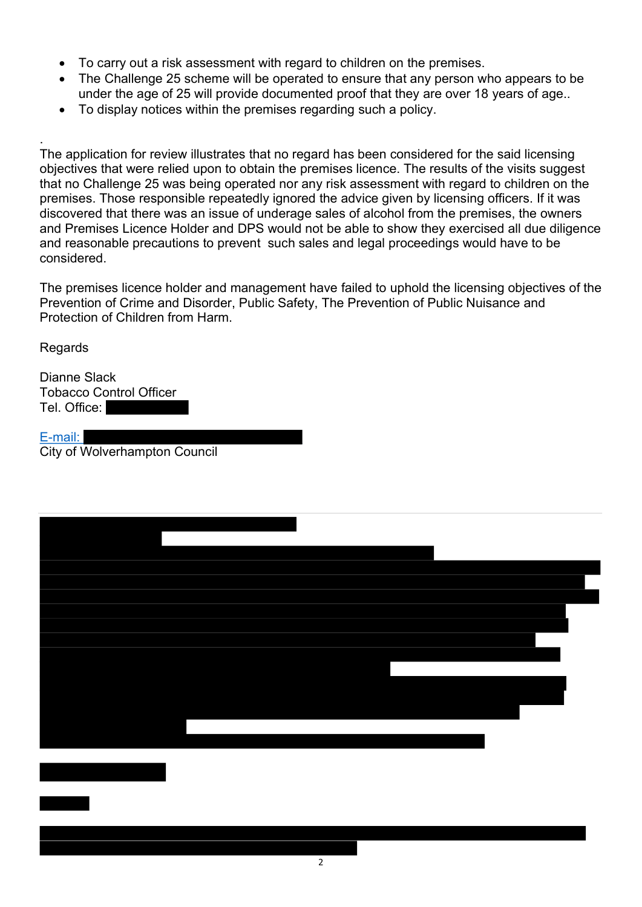- To carry out a risk assessment with regard to children on the premises.
- The Challenge 25 scheme will be operated to ensure that any person who appears to be under the age of 25 will provide documented proof that they are over 18 years of age..
- To display notices within the premises regarding such a policy.

.

The application for review illustrates that no regard has been considered for the said licensing objectives that were relied upon to obtain the premises licence. The results of the visits suggest that no Challenge 25 was being operated nor any risk assessment with regard to children on the premises. Those responsible repeatedly ignored the advice given by licensing officers. If it was discovered that there was an issue of underage sales of alcohol from the premises, the owners and Premises Licence Holder and DPS would not be able to show they exercised all due diligence and reasonable precautions to prevent such sales and legal proceedings would have to be considered.

The premises licence holder and management have failed to uphold the licensing objectives of the Prevention of Crime and Disorder, Public Safety, The Prevention of Public Nuisance and Protection of Children from Harm.

Regards

Dianne Slack
Tobacco Control Officer
Tel. Office:

E-mail:
City of Wolverhampton Council